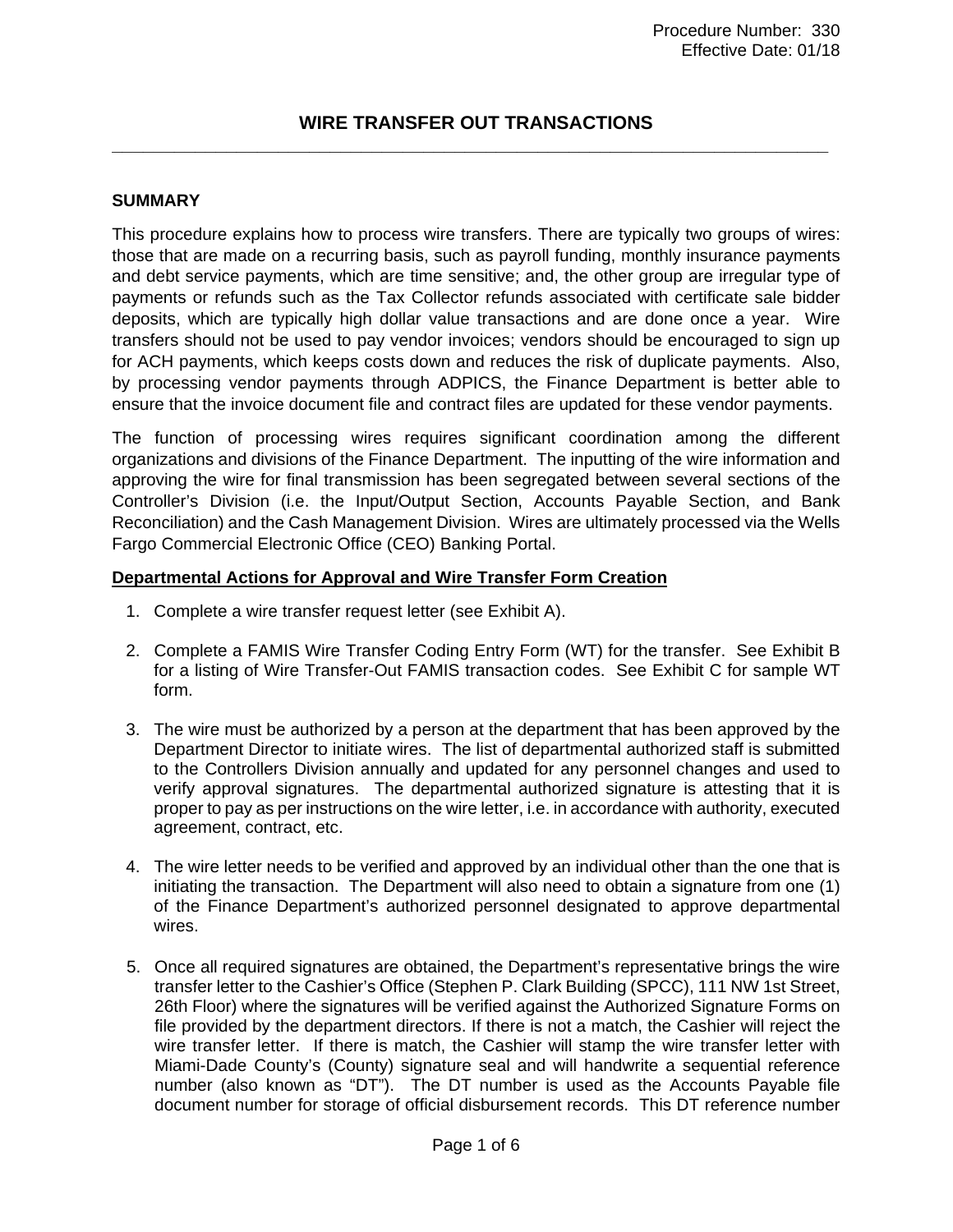Procedure Number: 330
Effective Date: 01/18

# WIRE TRANSFER OUT TRANSACTIONS

## SUMMARY

This procedure explains how to process wire transfers. There are typically two groups of wires: those that are made on a recurring basis, such as payroll funding, monthly insurance payments and debt service payments, which are time sensitive; and, the other group are irregular type of payments or refunds such as the Tax Collector refunds associated with certificate sale bidder deposits, which are typically high dollar value transactions and are done once a year. Wire transfers should not be used to pay vendor invoices; vendors should be encouraged to sign up for ACH payments, which keeps costs down and reduces the risk of duplicate payments. Also, by processing vendor payments through ADPICS, the Finance Department is better able to ensure that the invoice document file and contract files are updated for these vendor payments.

The function of processing wires requires significant coordination among the different organizations and divisions of the Finance Department. The inputting of the wire information and approving the wire for final transmission has been segregated between several sections of the Controller's Division (i.e. the Input/Output Section, Accounts Payable Section, and Bank Reconciliation) and the Cash Management Division. Wires are ultimately processed via the Wells Fargo Commercial Electronic Office (CEO) Banking Portal.

### Departmental Actions for Approval and Wire Transfer Form Creation

1. Complete a wire transfer request letter (see Exhibit A).

2. Complete a FAMIS Wire Transfer Coding Entry Form (WT) for the transfer. See Exhibit B for a listing of Wire Transfer-Out FAMIS transaction codes. See Exhibit C for sample WT form.

3. The wire must be authorized by a person at the department that has been approved by the Department Director to initiate wires. The list of departmental authorized staff is submitted to the Controllers Division annually and updated for any personnel changes and used to verify approval signatures. The departmental authorized signature is attesting that it is proper to pay as per instructions on the wire letter, i.e. in accordance with authority, executed agreement, contract, etc.

4. The wire letter needs to be verified and approved by an individual other than the one that is initiating the transaction. The Department will also need to obtain a signature from one (1) of the Finance Department's authorized personnel designated to approve departmental wires.

5. Once all required signatures are obtained, the Department's representative brings the wire transfer letter to the Cashier's Office (Stephen P. Clark Building (SPCC), 111 NW 1st Street, 26th Floor) where the signatures will be verified against the Authorized Signature Forms on file provided by the department directors. If there is not a match, the Cashier will reject the wire transfer letter. If there is match, the Cashier will stamp the wire transfer letter with Miami-Dade County's (County) signature seal and will handwrite a sequential reference number (also known as "DT"). The DT number is used as the Accounts Payable file document number for storage of official disbursement records. This DT reference number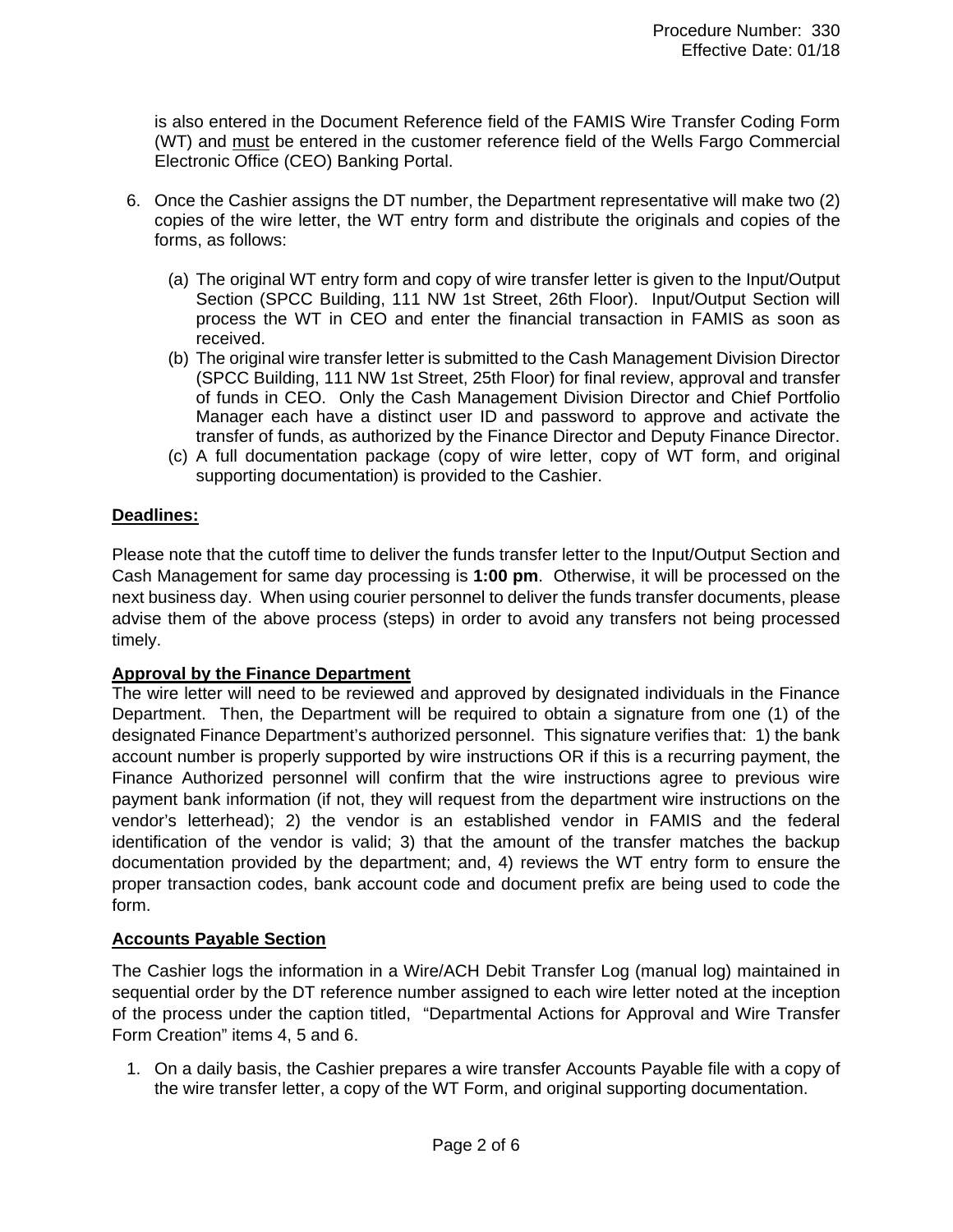is also entered in the Document Reference field of the FAMIS Wire Transfer Coding Form (WT) and must be entered in the customer reference field of the Wells Fargo Commercial Electronic Office (CEO) Banking Portal.

6. Once the Cashier assigns the DT number, the Department representative will make two (2) copies of the wire letter, the WT entry form and distribute the originals and copies of the forms, as follows:

   (a) The original WT entry form and copy of wire transfer letter is given to the Input/Output Section (SPCC Building, 111 NW 1st Street, 26th Floor). Input/Output Section will process the WT in CEO and enter the financial transaction in FAMIS as soon as received.

   (b) The original wire transfer letter is submitted to the Cash Management Division Director (SPCC Building, 111 NW 1st Street, 25th Floor) for final review, approval and transfer of funds in CEO. Only the Cash Management Division Director and Chief Portfolio Manager each have a distinct user ID and password to approve and activate the transfer of funds, as authorized by the Finance Director and Deputy Finance Director.

   (c) A full documentation package (copy of wire letter, copy of WT form, and original supporting documentation) is provided to the Cashier.

**Deadlines:**

Please note that the cutoff time to deliver the funds transfer letter to the Input/Output Section and Cash Management for same day processing is **1:00 pm**. Otherwise, it will be processed on the next business day. When using courier personnel to deliver the funds transfer documents, please advise them of the above process (steps) in order to avoid any transfers not being processed timely.

**Approval by the Finance Department**

The wire letter will need to be reviewed and approved by designated individuals in the Finance Department. Then, the Department will be required to obtain a signature from one (1) of the designated Finance Department's authorized personnel. This signature verifies that: 1) the bank account number is properly supported by wire instructions OR if this is a recurring payment, the Finance Authorized personnel will confirm that the wire instructions agree to previous wire payment bank information (if not, they will request from the department wire instructions on the vendor's letterhead); 2) the vendor is an established vendor in FAMIS and the federal identification of the vendor is valid; 3) that the amount of the transfer matches the backup documentation provided by the department; and, 4) reviews the WT entry form to ensure the proper transaction codes, bank account code and document prefix are being used to code the form.

**Accounts Payable Section**

The Cashier logs the information in a Wire/ACH Debit Transfer Log (manual log) maintained in sequential order by the DT reference number assigned to each wire letter noted at the inception of the process under the caption titled, "Departmental Actions for Approval and Wire Transfer Form Creation" items 4, 5 and 6.

1. On a daily basis, the Cashier prepares a wire transfer Accounts Payable file with a copy of the wire transfer letter, a copy of the WT Form, and original supporting documentation.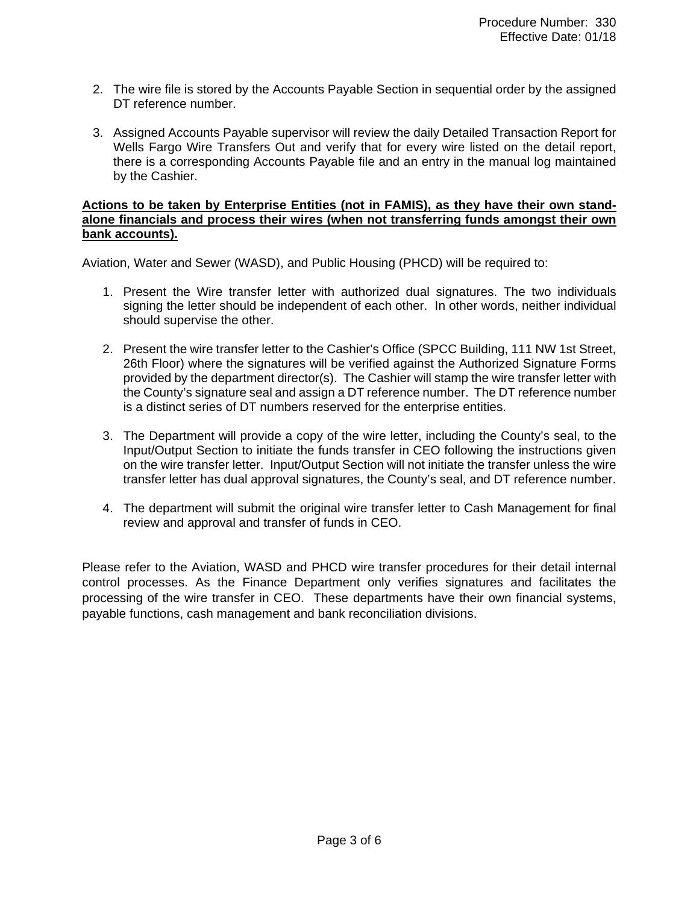2. The wire file is stored by the Accounts Payable Section in sequential order by the assigned DT reference number.

3. Assigned Accounts Payable supervisor will review the daily Detailed Transaction Report for Wells Fargo Wire Transfers Out and verify that for every wire listed on the detail report, there is a corresponding Accounts Payable file and an entry in the manual log maintained by the Cashier.

**Actions to be taken by Enterprise Entities (not in FAMIS), as they have their own stand-alone financials and process their wires (when not transferring funds amongst their own bank accounts).**

Aviation, Water and Sewer (WASD), and Public Housing (PHCD) will be required to:

1. Present the Wire transfer letter with authorized dual signatures. The two individuals signing the letter should be independent of each other. In other words, neither individual should supervise the other.

2. Present the wire transfer letter to the Cashier's Office (SPCC Building, 111 NW 1st Street, 26th Floor) where the signatures will be verified against the Authorized Signature Forms provided by the department director(s). The Cashier will stamp the wire transfer letter with the County's signature seal and assign a DT reference number. The DT reference number is a distinct series of DT numbers reserved for the enterprise entities.

3. The Department will provide a copy of the wire letter, including the County's seal, to the Input/Output Section to initiate the funds transfer in CEO following the instructions given on the wire transfer letter. Input/Output Section will not initiate the transfer unless the wire transfer letter has dual approval signatures, the County's seal, and DT reference number.

4. The department will submit the original wire transfer letter to Cash Management for final review and approval and transfer of funds in CEO.

Please refer to the Aviation, WASD and PHCD wire transfer procedures for their detail internal control processes. As the Finance Department only verifies signatures and facilitates the processing of the wire transfer in CEO. These departments have their own financial systems, payable functions, cash management and bank reconciliation divisions.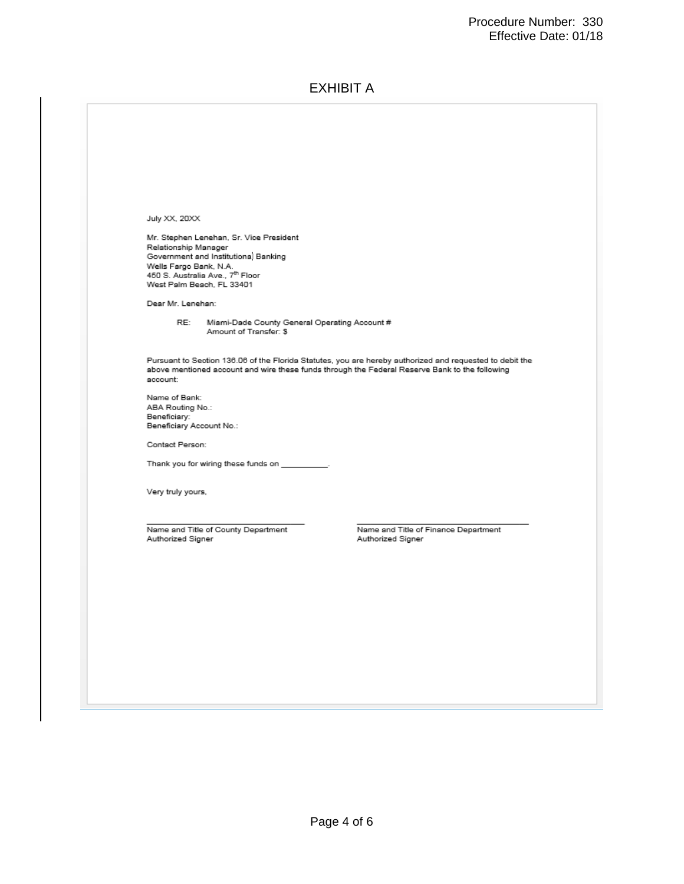# EXHIBIT A

July XX, 20XX

Mr. Stephen Lenehan, Sr. Vice President
Relationship Manager
Government and Institutional Banking
Wells Fargo Bank, N.A.
450 S. Australia Ave., 7th Floor
West Palm Beach, FL 33401

Dear Mr. Lenehan:

RE: Miami-Dade County General Operating Account #
Amount of Transfer: $

Pursuant to Section 136.06 of the Florida Statutes, you are hereby authorized and requested to debit the above mentioned account and wire these funds through the Federal Reserve Bank to the following account:

Name of Bank:
ABA Routing No.:
Beneficiary:
Beneficiary Account No.:

Contact Person:

Thank you for wiring these funds on __________.

Very truly yours,

_______________________________
Name and Title of County Department Authorized Signer

_______________________________
Name and Title of Finance Department Authorized Signer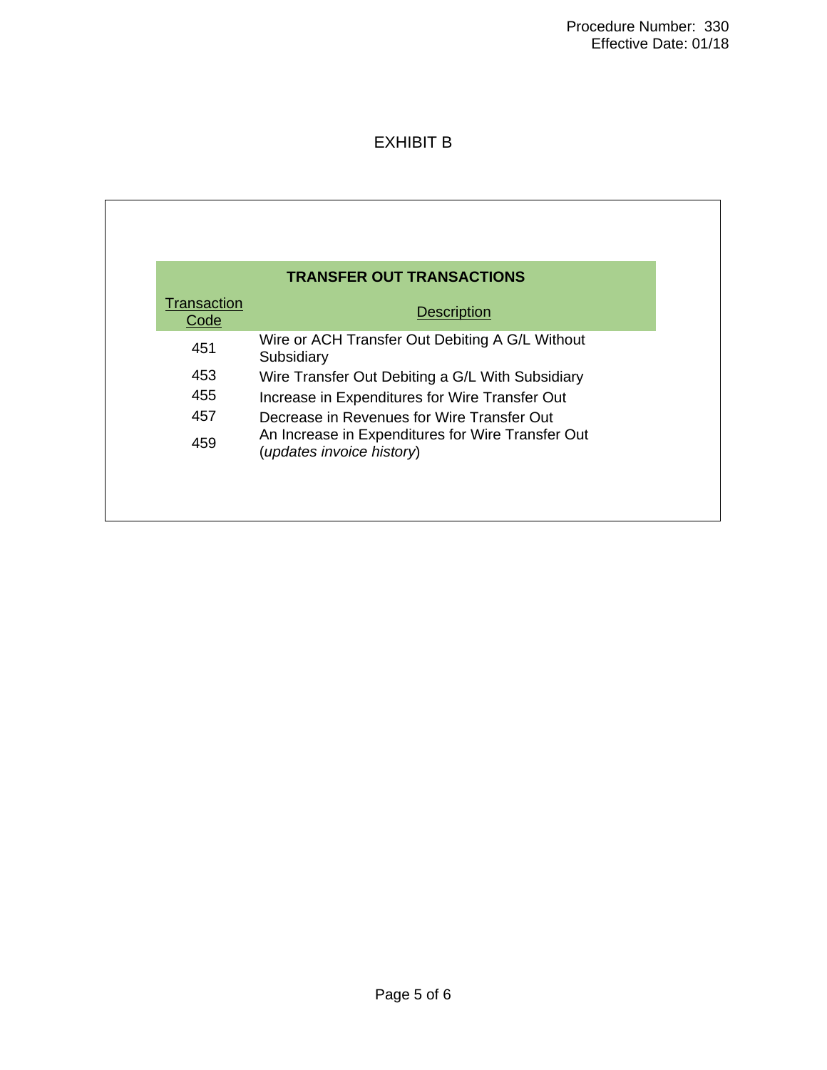# EXHIBIT B

| TRANSFER OUT TRANSACTIONS | |
|---|---|
| Transaction Code | Description |
| 451 | Wire or ACH Transfer Out Debiting A G/L Without Subsidiary |
| 453 | Wire Transfer Out Debiting a G/L With Subsidiary |
| 455 | Increase in Expenditures for Wire Transfer Out |
| 457 | Decrease in Revenues for Wire Transfer Out |
| 459 | An Increase in Expenditures for Wire Transfer Out (*updates invoice history*) |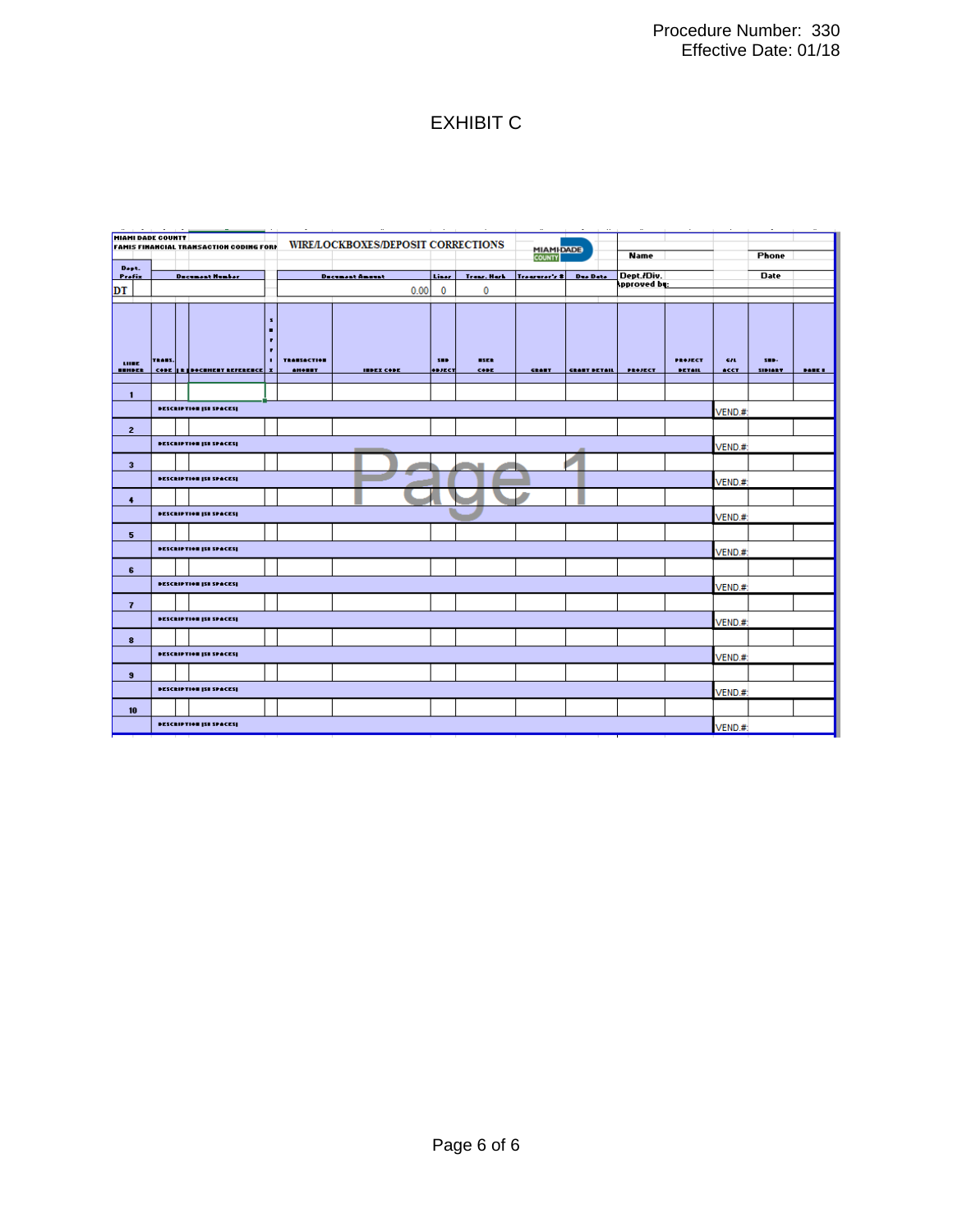# EXHIBIT C

MIAMI DADE COUNTY
FAMIS FINANCIAL TRANSACTION CODING FORM

WIRE/LOCKBOXES/DEPOSIT CORRECTIONS

MIAMI-DADE COUNTY

| Dept. Prefix | Document Number | Document Amount | Lines | Trans. Mark | Treasurer's # | Due Date | Name | Phone |
|---|---|---|---|---|---|---|---|---|
| DT | | 0.00 | 0 | 0 | | | Dept./Div. Approved by: | Date |

| LINE NUMBER | TRANS. CODE | I R | DOCUMENT REFERENCE | SUFFIX | TRANSACTION AMOUNT | INDEX CODE | SUB OBJECT | USER CODE | GRANT | GRANT DETAIL | PROJECT | PROJECT DETAIL | G/L ACCT | SUB-SIDIARY | BANK # |
|---|---|---|---|---|---|---|---|---|---|---|---|---|---|---|---|
| 1 | | | | | | | | | | | | | | | |
| | DESCRIPTION (50 SPACES) | | | | | | | | | | | | VEND.#: | | |
| 2 | | | | | | | | | | | | | | | |
| | DESCRIPTION (50 SPACES) | | | | | | | | | | | | VEND.#: | | |
| 3 | | | | | | | | | | | | | | | |
| | DESCRIPTION (50 SPACES) | | | | | | | | | | | | VEND.#: | | |
| 4 | | | | | | | | | | | | | | | |
| | DESCRIPTION (50 SPACES) | | | | | | | | | | | | VEND.#: | | |
| 5 | | | | | | | | | | | | | | | |
| | DESCRIPTION (50 SPACES) | | | | | | | | | | | | VEND.#: | | |
| 6 | | | | | | | | | | | | | | | |
| | DESCRIPTION (50 SPACES) | | | | | | | | | | | | VEND.#: | | |
| 7 | | | | | | | | | | | | | | | |
| | DESCRIPTION (50 SPACES) | | | | | | | | | | | | VEND.#: | | |
| 8 | | | | | | | | | | | | | | | |
| | DESCRIPTION (50 SPACES) | | | | | | | | | | | | VEND.#: | | |
| 9 | | | | | | | | | | | | | | | |
| | DESCRIPTION (50 SPACES) | | | | | | | | | | | | VEND.#: | | |
| 10 | | | | | | | | | | | | | | | |
| | DESCRIPTION (50 SPACES) | | | | | | | | | | | | VEND.#: | | |

Page 1